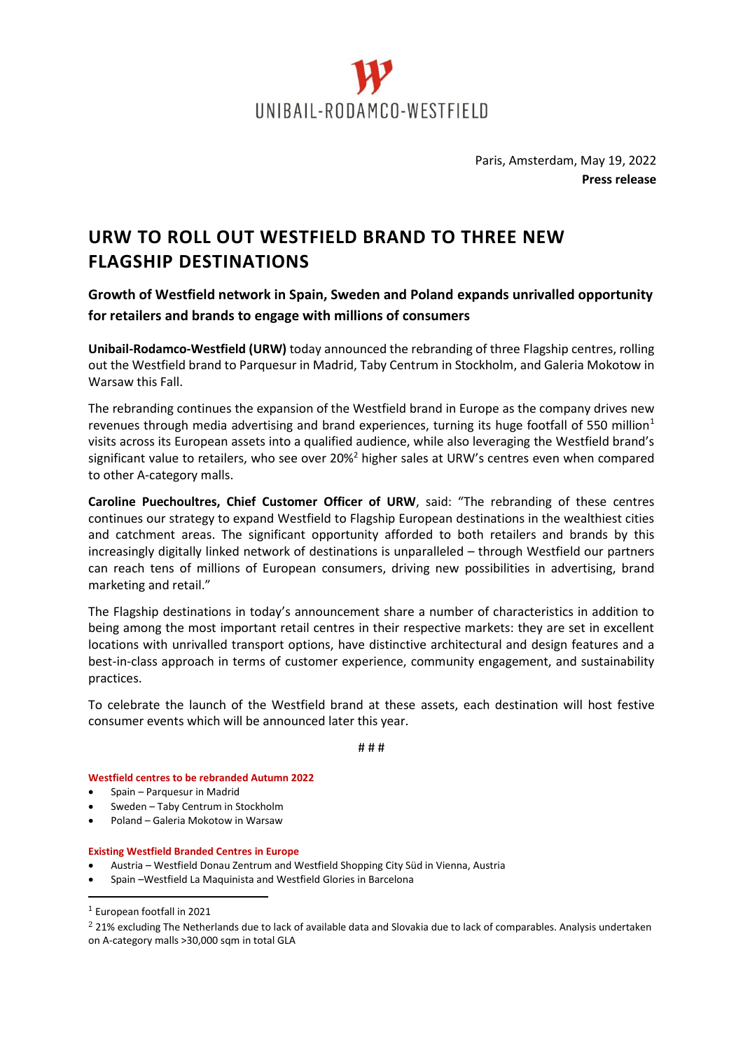UNIBAIL-RODAMCO-WESTFIELD

Paris, Amsterdam, May 19, 2022
**Press release**

# URW TO ROLL OUT WESTFIELD BRAND TO THREE NEW FLAGSHIP DESTINATIONS

## Growth of Westfield network in Spain, Sweden and Poland expands unrivalled opportunity for retailers and brands to engage with millions of consumers

**Unibail-Rodamco-Westfield (URW)** today announced the rebranding of three Flagship centres, rolling out the Westfield brand to Parquesur in Madrid, Taby Centrum in Stockholm, and Galeria Mokotow in Warsaw this Fall.

The rebranding continues the expansion of the Westfield brand in Europe as the company drives new revenues through media advertising and brand experiences, turning its huge footfall of 550 million[1] visits across its European assets into a qualified audience, while also leveraging the Westfield brand's significant value to retailers, who see over 20%[2] higher sales at URW's centres even when compared to other A-category malls.

**Caroline Puechoultres, Chief Customer Officer of URW**, said: "The rebranding of these centres continues our strategy to expand Westfield to Flagship European destinations in the wealthiest cities and catchment areas. The significant opportunity afforded to both retailers and brands by this increasingly digitally linked network of destinations is unparalleled – through Westfield our partners can reach tens of millions of European consumers, driving new possibilities in advertising, brand marketing and retail."

The Flagship destinations in today's announcement share a number of characteristics in addition to being among the most important retail centres in their respective markets: they are set in excellent locations with unrivalled transport options, have distinctive architectural and design features and a best-in-class approach in terms of customer experience, community engagement, and sustainability practices.

To celebrate the launch of the Westfield brand at these assets, each destination will host festive consumer events which will be announced later this year.

# # #

**Westfield centres to be rebranded Autumn 2022**

- Spain – Parquesur in Madrid
- Sweden – Taby Centrum in Stockholm
- Poland – Galeria Mokotow in Warsaw

**Existing Westfield Branded Centres in Europe**

- Austria – Westfield Donau Zentrum and Westfield Shopping City Süd in Vienna, Austria
- Spain –Westfield La Maquinista and Westfield Glories in Barcelona

[1] European footfall in 2021

[2] 21% excluding The Netherlands due to lack of available data and Slovakia due to lack of comparables. Analysis undertaken on A-category malls >30,000 sqm in total GLA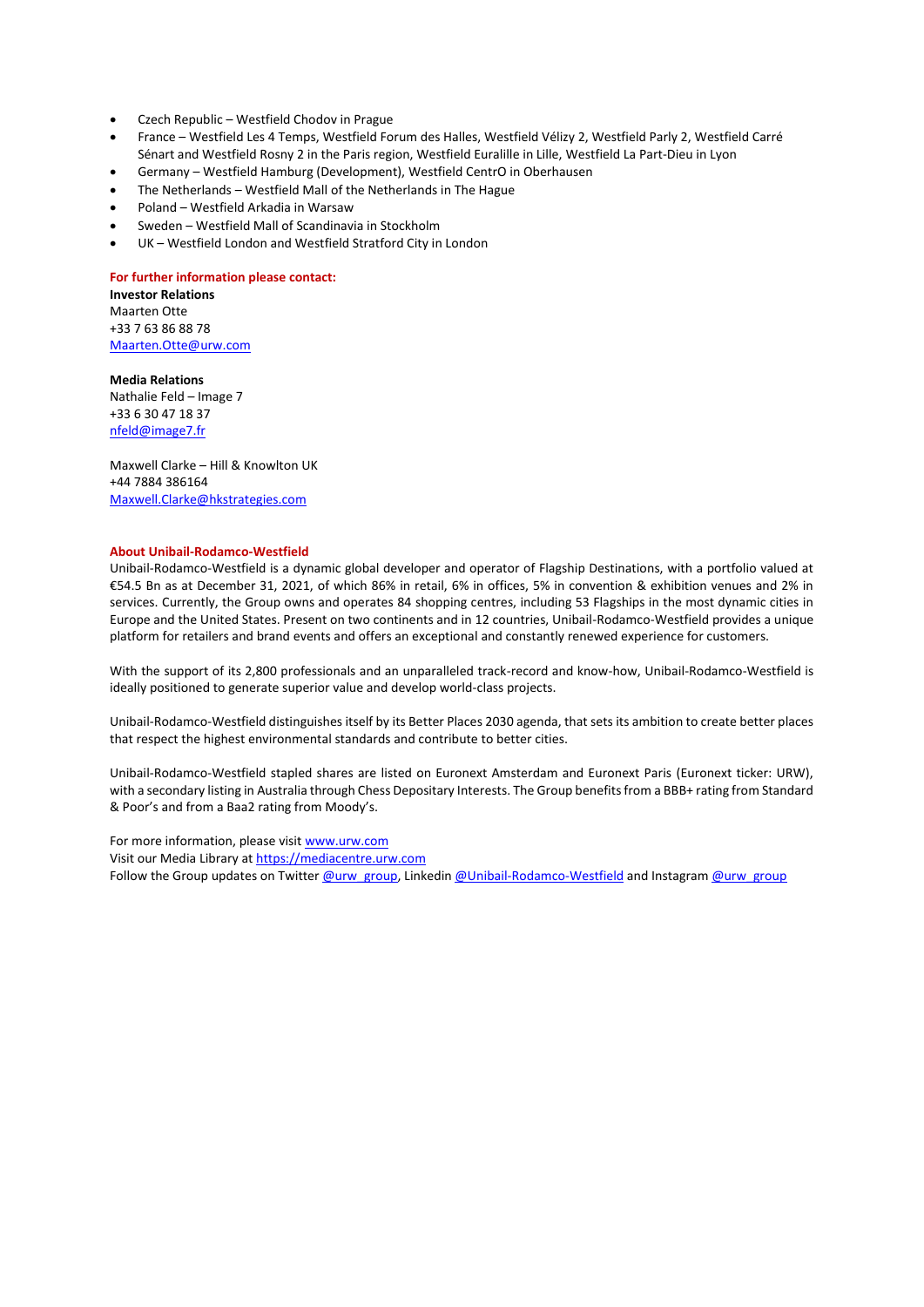- Czech Republic – Westfield Chodov in Prague
- France – Westfield Les 4 Temps, Westfield Forum des Halles, Westfield Vélizy 2, Westfield Parly 2, Westfield Carré Sénart and Westfield Rosny 2 in the Paris region, Westfield Euralille in Lille, Westfield La Part-Dieu in Lyon
- Germany – Westfield Hamburg (Development), Westfield CentrO in Oberhausen
- The Netherlands – Westfield Mall of the Netherlands in The Hague
- Poland – Westfield Arkadia in Warsaw
- Sweden – Westfield Mall of Scandinavia in Stockholm
- UK – Westfield London and Westfield Stratford City in London

**For further information please contact:**

**Investor Relations**
Maarten Otte
+33 7 63 86 88 78
Maarten.Otte@urw.com

**Media Relations**
Nathalie Feld – Image 7
+33 6 30 47 18 37
nfeld@image7.fr

Maxwell Clarke – Hill & Knowlton UK
+44 7884 386164
Maxwell.Clarke@hkstrategies.com

**About Unibail-Rodamco-Westfield**

Unibail-Rodamco-Westfield is a dynamic global developer and operator of Flagship Destinations, with a portfolio valued at €54.5 Bn as at December 31, 2021, of which 86% in retail, 6% in offices, 5% in convention & exhibition venues and 2% in services. Currently, the Group owns and operates 84 shopping centres, including 53 Flagships in the most dynamic cities in Europe and the United States. Present on two continents and in 12 countries, Unibail-Rodamco-Westfield provides a unique platform for retailers and brand events and offers an exceptional and constantly renewed experience for customers.

With the support of its 2,800 professionals and an unparalleled track-record and know-how, Unibail-Rodamco-Westfield is ideally positioned to generate superior value and develop world-class projects.

Unibail-Rodamco-Westfield distinguishes itself by its Better Places 2030 agenda, that sets its ambition to create better places that respect the highest environmental standards and contribute to better cities.

Unibail-Rodamco-Westfield stapled shares are listed on Euronext Amsterdam and Euronext Paris (Euronext ticker: URW), with a secondary listing in Australia through Chess Depositary Interests. The Group benefits from a BBB+ rating from Standard & Poor's and from a Baa2 rating from Moody's.

For more information, please visit www.urw.com
Visit our Media Library at https://mediacentre.urw.com
Follow the Group updates on Twitter @urw_group, Linkedin @Unibail-Rodamco-Westfield and Instagram @urw_group